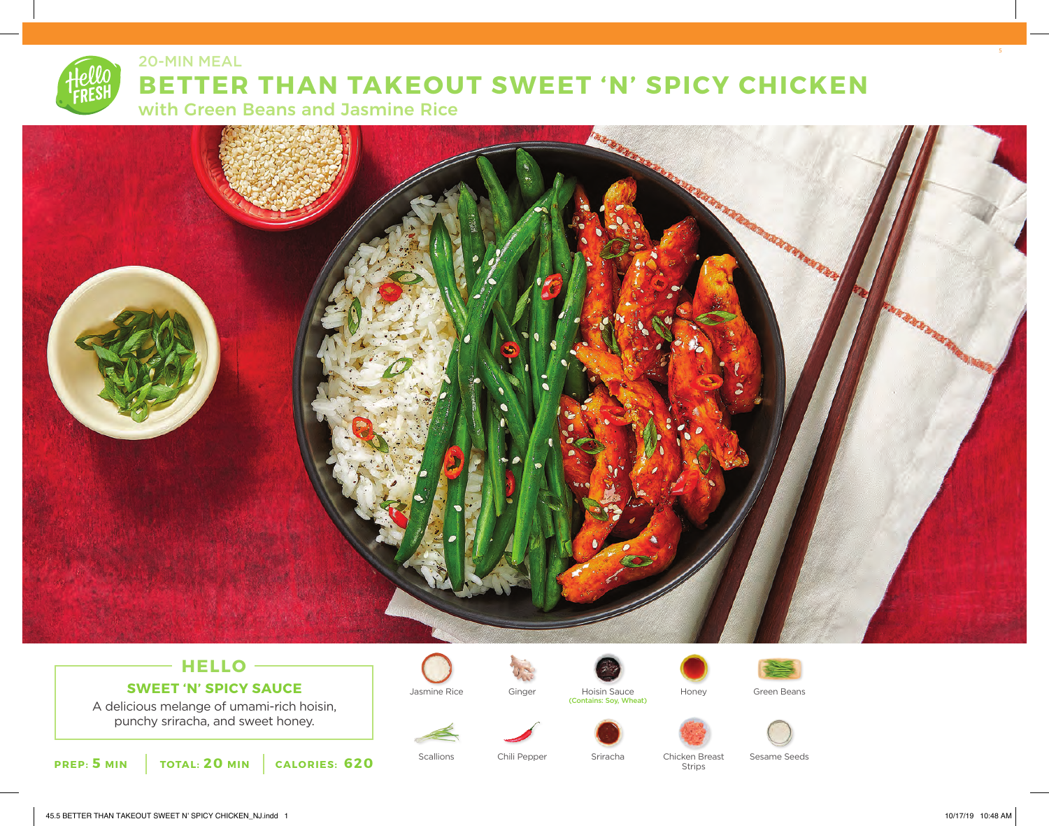20-MIN MEAL

# BETTER THAN TAKEOUT SWEET 'N' SPICY CHICKEN

## with Green Beans and Jasmine Rice

### HELLO

**SWEET 'N' SPICY SAUCE**

A delicious melange of umami-rich hoisin, punchy sriracha, and sweet honey.

**PREP: 5 MIN** | **TOTAL: 20 MIN** | **CALORIES: 620**

- Jasmine Rice
- Ginger
- Hoisin Sauce (Contains: Soy, Wheat)
- Honey
- Green Beans
- Scallions
- Chili Pepper
- Sriracha
- Chicken Breast Strips
- Sesame Seeds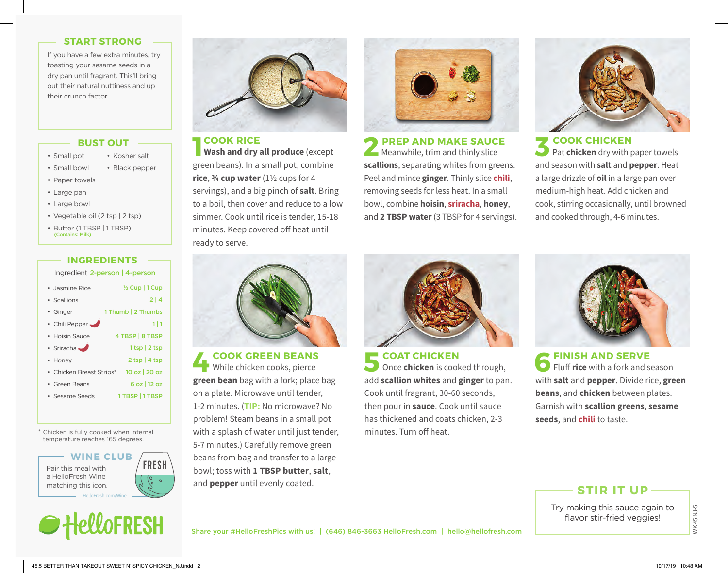## START STRONG

If you have a few extra minutes, try toasting your sesame seeds in a dry pan until fragrant. This'll bring out their natural nuttiness and up their crunch factor.

## BUST OUT

- Small pot
- Small bowl
- Paper towels
- Large pan
- Large bowl
- Vegetable oil (2 tsp | 2 tsp)
- Butter (1 TBSP | 1 TBSP) (Contains: Milk)
- Kosher salt
- Black pepper

## INGREDIENTS

| Ingredient | 2-person \| 4-person |
|---|---|
| Jasmine Rice | ½ Cup \| 1 Cup |
| Scallions | 2 \| 4 |
| Ginger | 1 Thumb \| 2 Thumbs |
| Chili Pepper | 1 \| 1 |
| Hoisin Sauce | 4 TBSP \| 8 TBSP |
| Sriracha | 1 tsp \| 2 tsp |
| Honey | 2 tsp \| 4 tsp |
| Chicken Breast Strips* | 10 oz \| 20 oz |
| Green Beans | 6 oz \| 12 oz |
| Sesame Seeds | 1 TBSP \| 1 TBSP |

\* Chicken is fully cooked when internal temperature reaches 165 degrees.

## WINE CLUB

Pair this meal with a HelloFresh Wine matching this icon.

FRESH

HelloFresh.com/Wine

HelloFRESH

## 1 COOK RICE

**Wash and dry all produce** (except green beans). In a small pot, combine **rice**, **¾ cup water** (1½ cups for 4 servings), and a big pinch of **salt**. Bring to a boil, then cover and reduce to a low simmer. Cook until rice is tender, 15-18 minutes. Keep covered off heat until ready to serve.

## 2 PREP AND MAKE SAUCE

Meanwhile, trim and thinly slice **scallions**, separating whites from greens. Peel and mince **ginger**. Thinly slice **chili**, removing seeds for less heat. In a small bowl, combine **hoisin**, **sriracha**, **honey**, and **2 TBSP water** (3 TBSP for 4 servings).

## 3 COOK CHICKEN

Pat **chicken** dry with paper towels and season with **salt** and **pepper**. Heat a large drizzle of **oil** in a large pan over medium-high heat. Add chicken and cook, stirring occasionally, until browned and cooked through, 4-6 minutes.

## 4 COOK GREEN BEANS

While chicken cooks, pierce **green bean** bag with a fork; place bag on a plate. Microwave until tender, 1-2 minutes. (**TIP:** No microwave? No problem! Steam beans in a small pot with a splash of water until just tender, 5-7 minutes.) Carefully remove green beans from bag and transfer to a large bowl; toss with **1 TBSP butter**, **salt**, and **pepper** until evenly coated.

## 5 COAT CHICKEN

Once **chicken** is cooked through, add **scallion whites** and **ginger** to pan. Cook until fragrant, 30-60 seconds, then pour in **sauce**. Cook until sauce has thickened and coats chicken, 2-3 minutes. Turn off heat.

## 6 FINISH AND SERVE

Fluff **rice** with a fork and season with **salt** and **pepper**. Divide rice, **green beans**, and **chicken** between plates. Garnish with **scallion greens**, **sesame seeds**, and **chili** to taste.

## STIR IT UP

Try making this sauce again to flavor stir-fried veggies!

Share your #HelloFreshPics with us! | (646) 846-3663 HelloFresh.com | hello@hellofresh.com

WK 45 NJ-5